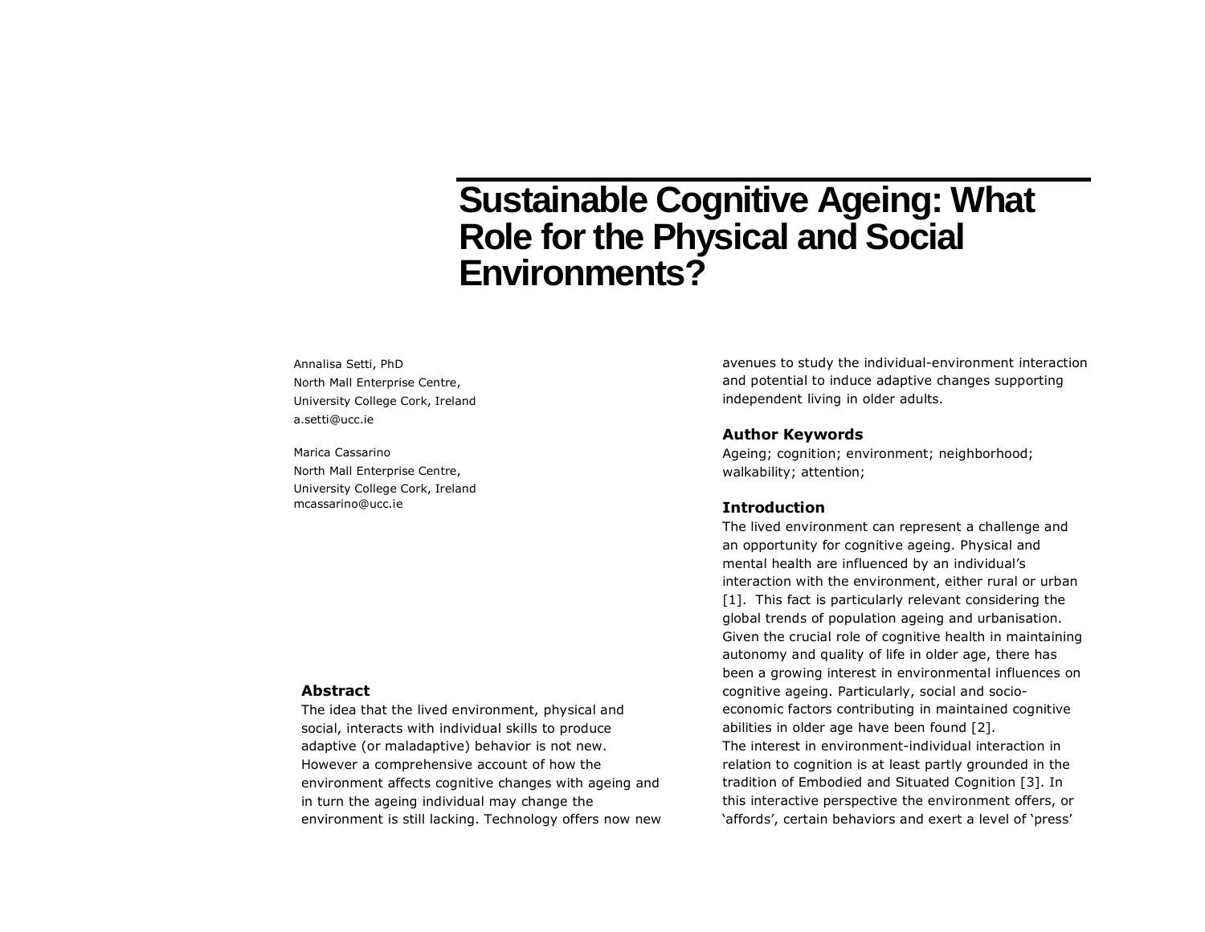# Sustainable Cognitive Ageing: What Role for the Physical and Social Environments?

Annalisa Setti, PhD
North Mall Enterprise Centre,
University College Cork, Ireland
a.setti@ucc.ie

Marica Cassarino
North Mall Enterprise Centre,
University College Cork, Ireland
mcassarino@ucc.ie

## Abstract

The idea that the lived environment, physical and social, interacts with individual skills to produce adaptive (or maladaptive) behavior is not new. However a comprehensive account of how the environment affects cognitive changes with ageing and in turn the ageing individual may change the environment is still lacking. Technology offers now new avenues to study the individual-environment interaction and potential to induce adaptive changes supporting independent living in older adults.

## Author Keywords

Ageing; cognition; environment; neighborhood; walkability; attention;

## Introduction

The lived environment can represent a challenge and an opportunity for cognitive ageing. Physical and mental health are influenced by an individual's interaction with the environment, either rural or urban [1]. This fact is particularly relevant considering the global trends of population ageing and urbanisation. Given the crucial role of cognitive health in maintaining autonomy and quality of life in older age, there has been a growing interest in environmental influences on cognitive ageing. Particularly, social and socio-economic factors contributing in maintained cognitive abilities in older age have been found [2].

The interest in environment-individual interaction in relation to cognition is at least partly grounded in the tradition of Embodied and Situated Cognition [3]. In this interactive perspective the environment offers, or 'affords', certain behaviors and exert a level of 'press'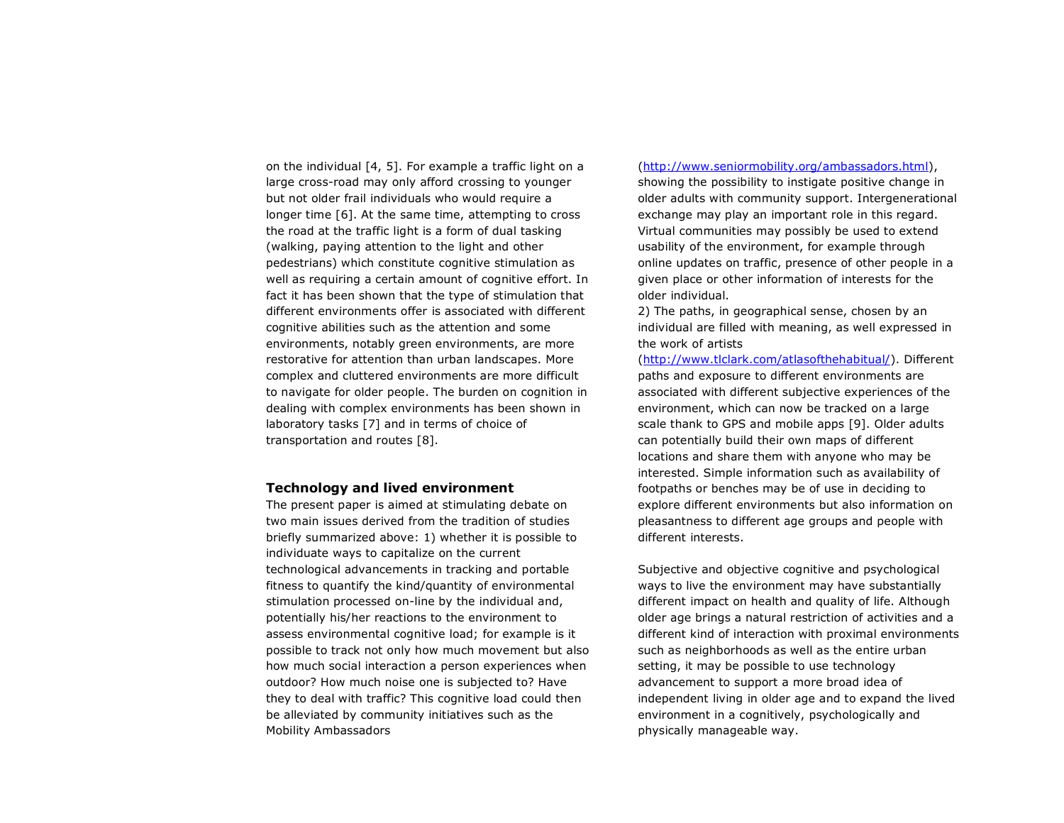on the individual [4, 5]. For example a traffic light on a large cross-road may only afford crossing to younger but not older frail individuals who would require a longer time [6]. At the same time, attempting to cross the road at the traffic light is a form of dual tasking (walking, paying attention to the light and other pedestrians) which constitute cognitive stimulation as well as requiring a certain amount of cognitive effort. In fact it has been shown that the type of stimulation that different environments offer is associated with different cognitive abilities such as the attention and some environments, notably green environments, are more restorative for attention than urban landscapes. More complex and cluttered environments are more difficult to navigate for older people. The burden on cognition in dealing with complex environments has been shown in laboratory tasks [7] and in terms of choice of transportation and routes [8].

## Technology and lived environment

The present paper is aimed at stimulating debate on two main issues derived from the tradition of studies briefly summarized above: 1) whether it is possible to individuate ways to capitalize on the current technological advancements in tracking and portable fitness to quantify the kind/quantity of environmental stimulation processed on-line by the individual and, potentially his/her reactions to the environment to assess environmental cognitive load; for example is it possible to track not only how much movement but also how much social interaction a person experiences when outdoor? How much noise one is subjected to? Have they to deal with traffic? This cognitive load could then be alleviated by community initiatives such as the Mobility Ambassadors (http://www.seniormobility.org/ambassadors.html), showing the possibility to instigate positive change in older adults with community support. Intergenerational exchange may play an important role in this regard. Virtual communities may possibly be used to extend usability of the environment, for example through online updates on traffic, presence of other people in a given place or other information of interests for the older individual.

2) The paths, in geographical sense, chosen by an individual are filled with meaning, as well expressed in the work of artists (http://www.tlclark.com/atlasofthehabitual/). Different paths and exposure to different environments are associated with different subjective experiences of the environment, which can now be tracked on a large scale thank to GPS and mobile apps [9]. Older adults can potentially build their own maps of different locations and share them with anyone who may be interested. Simple information such as availability of footpaths or benches may be of use in deciding to explore different environments but also information on pleasantness to different age groups and people with different interests.

Subjective and objective cognitive and psychological ways to live the environment may have substantially different impact on health and quality of life. Although older age brings a natural restriction of activities and a different kind of interaction with proximal environments such as neighborhoods as well as the entire urban setting, it may be possible to use technology advancement to support a more broad idea of independent living in older age and to expand the lived environment in a cognitively, psychologically and physically manageable way.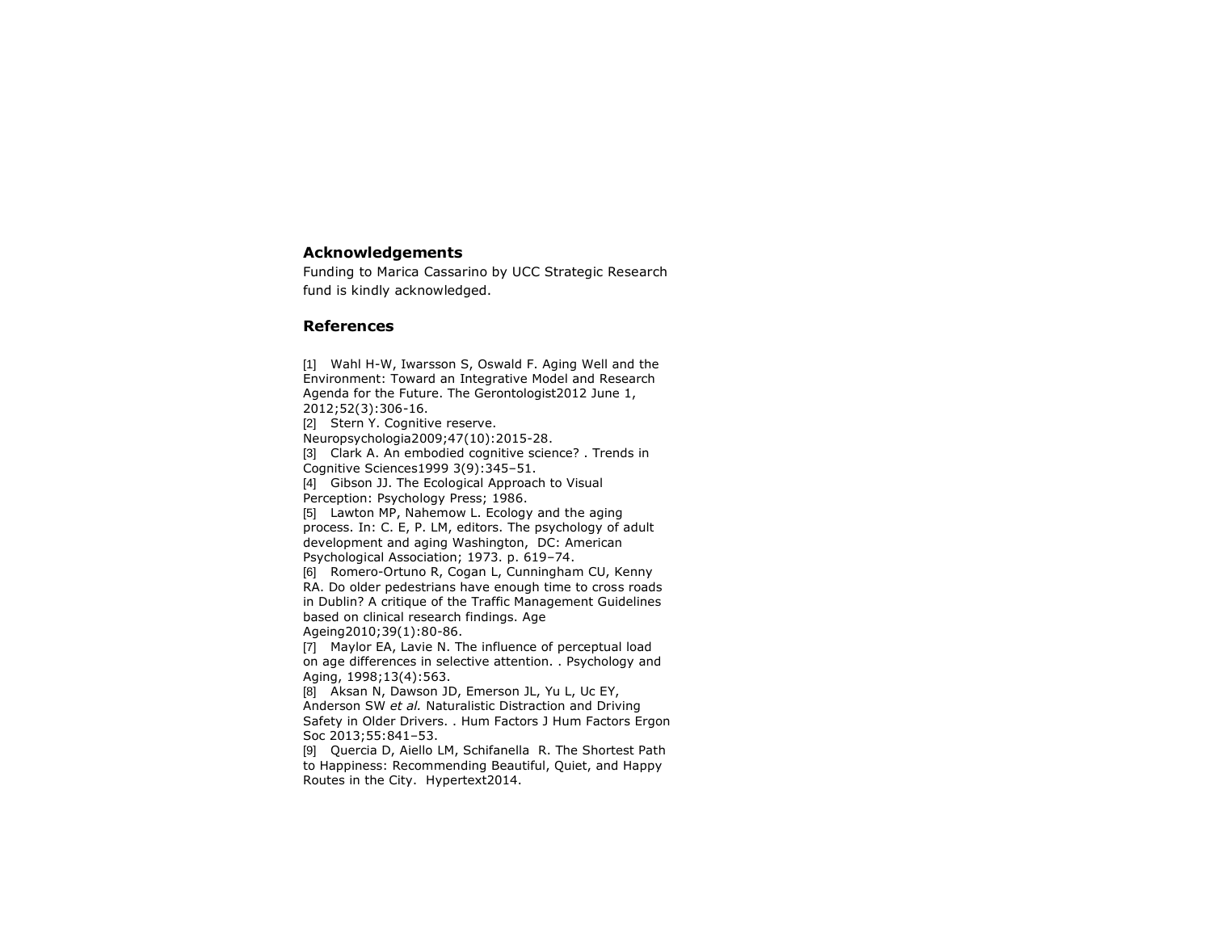## Acknowledgements

Funding to Marica Cassarino by UCC Strategic Research fund is kindly acknowledged.

## References

[1] Wahl H-W, Iwarsson S, Oswald F. Aging Well and the Environment: Toward an Integrative Model and Research Agenda for the Future. The Gerontologist2012 June 1, 2012;52(3):306-16.

[2] Stern Y. Cognitive reserve. Neuropsychologia2009;47(10):2015-28.

[3] Clark A. An embodied cognitive science? . Trends in Cognitive Sciences1999 3(9):345–51.

[4] Gibson JJ. The Ecological Approach to Visual Perception: Psychology Press; 1986.

[5] Lawton MP, Nahemow L. Ecology and the aging process. In: C. E, P. LM, editors. The psychology of adult development and aging Washington, DC: American Psychological Association; 1973. p. 619–74.

[6] Romero-Ortuno R, Cogan L, Cunningham CU, Kenny RA. Do older pedestrians have enough time to cross roads in Dublin? A critique of the Traffic Management Guidelines based on clinical research findings. Age Ageing2010;39(1):80-86.

[7] Maylor EA, Lavie N. The influence of perceptual load on age differences in selective attention. . Psychology and Aging, 1998;13(4):563.

[8] Aksan N, Dawson JD, Emerson JL, Yu L, Uc EY, Anderson SW *et al.* Naturalistic Distraction and Driving Safety in Older Drivers. . Hum Factors J Hum Factors Ergon Soc 2013;55:841–53.

[9] Quercia D, Aiello LM, Schifanella R. The Shortest Path to Happiness: Recommending Beautiful, Quiet, and Happy Routes in the City. Hypertext2014.